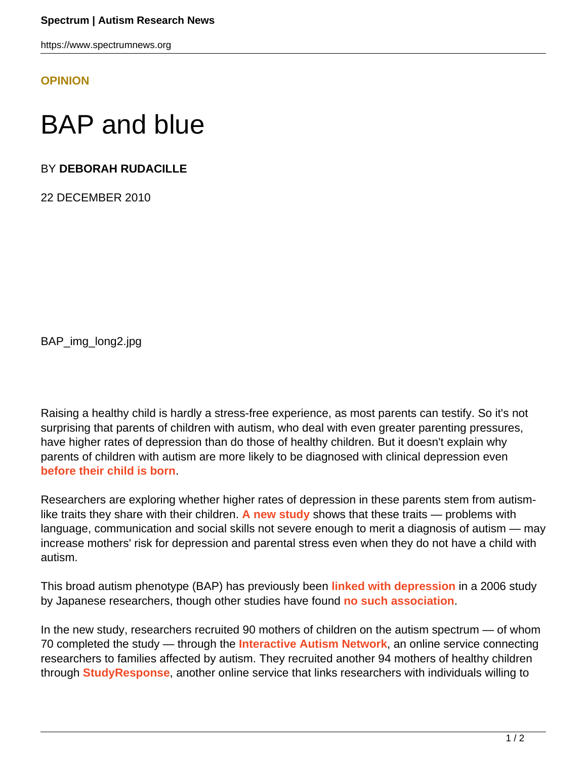**OPINION**

# BAP and blue

BY **DEBORAH RUDACILLE**

22 DECEMBER 2010

BAP_img_long2.jpg

Raising a healthy child is hardly a stress-free experience, as most parents can testify. So it's not surprising that parents of children with autism, who deal with even greater parenting pressures, have higher rates of depression than do those of healthy children. But it doesn't explain why parents of children with autism are more likely to be diagnosed with clinical depression even **before their child is born**.

Researchers are exploring whether higher rates of depression in these parents stem from autism-like traits they share with their children. **A new study** shows that these traits — problems with language, communication and social skills not severe enough to merit a diagnosis of autism — may increase mothers' risk for depression and parental stress even when they do not have a child with autism.

This broad autism phenotype (BAP) has previously been **linked with depression** in a 2006 study by Japanese researchers, though other studies have found **no such association**.

In the new study, researchers recruited 90 mothers of children on the autism spectrum — of whom 70 completed the study — through the **Interactive Autism Network**, an online service connecting researchers to families affected by autism. They recruited another 94 mothers of healthy children through **StudyResponse**, another online service that links researchers with individuals willing to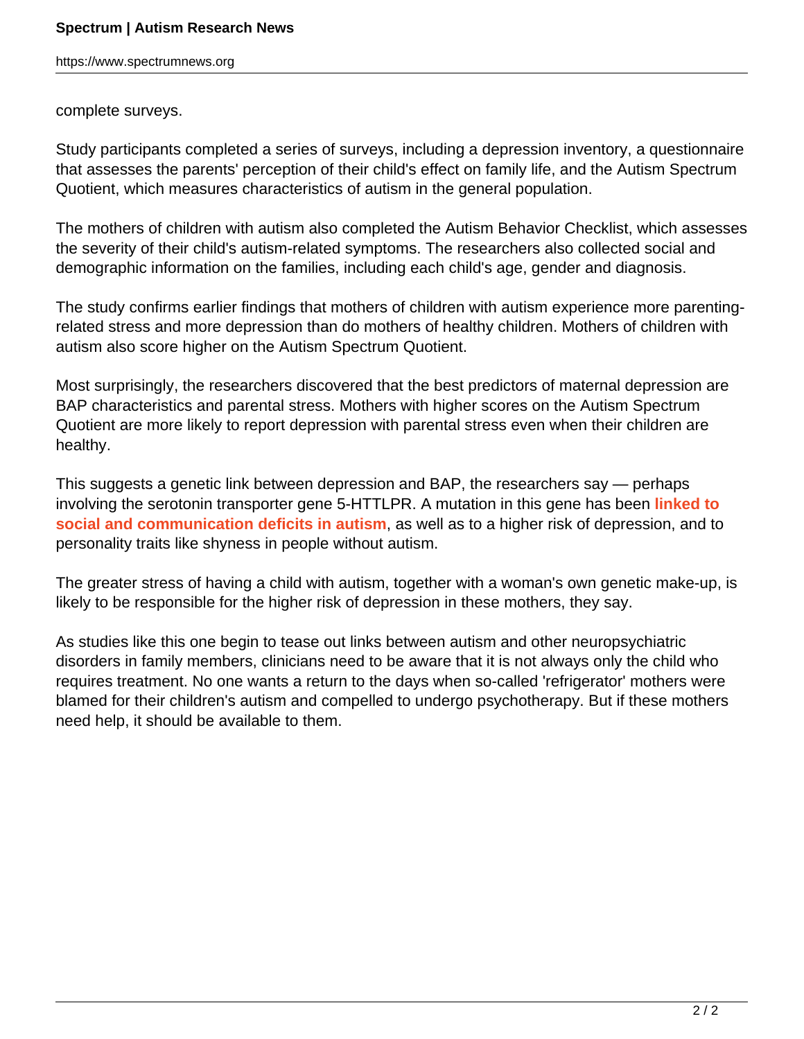complete surveys.

Study participants completed a series of surveys, including a depression inventory, a questionnaire that assesses the parents' perception of their child's effect on family life, and the Autism Spectrum Quotient, which measures characteristics of autism in the general population.

The mothers of children with autism also completed the Autism Behavior Checklist, which assesses the severity of their child's autism-related symptoms. The researchers also collected social and demographic information on the families, including each child's age, gender and diagnosis.

The study confirms earlier findings that mothers of children with autism experience more parenting-related stress and more depression than do mothers of healthy children. Mothers of children with autism also score higher on the Autism Spectrum Quotient.

Most surprisingly, the researchers discovered that the best predictors of maternal depression are BAP characteristics and parental stress. Mothers with higher scores on the Autism Spectrum Quotient are more likely to report depression with parental stress even when their children are healthy.

This suggests a genetic link between depression and BAP, the researchers say — perhaps involving the serotonin transporter gene 5-HTTLPR. A mutation in this gene has been **linked to social and communication deficits in autism**, as well as to a higher risk of depression, and to personality traits like shyness in people without autism.

The greater stress of having a child with autism, together with a woman's own genetic make-up, is likely to be responsible for the higher risk of depression in these mothers, they say.

As studies like this one begin to tease out links between autism and other neuropsychiatric disorders in family members, clinicians need to be aware that it is not always only the child who requires treatment. No one wants a return to the days when so-called 'refrigerator' mothers were blamed for their children's autism and compelled to undergo psychotherapy. But if these mothers need help, it should be available to them.